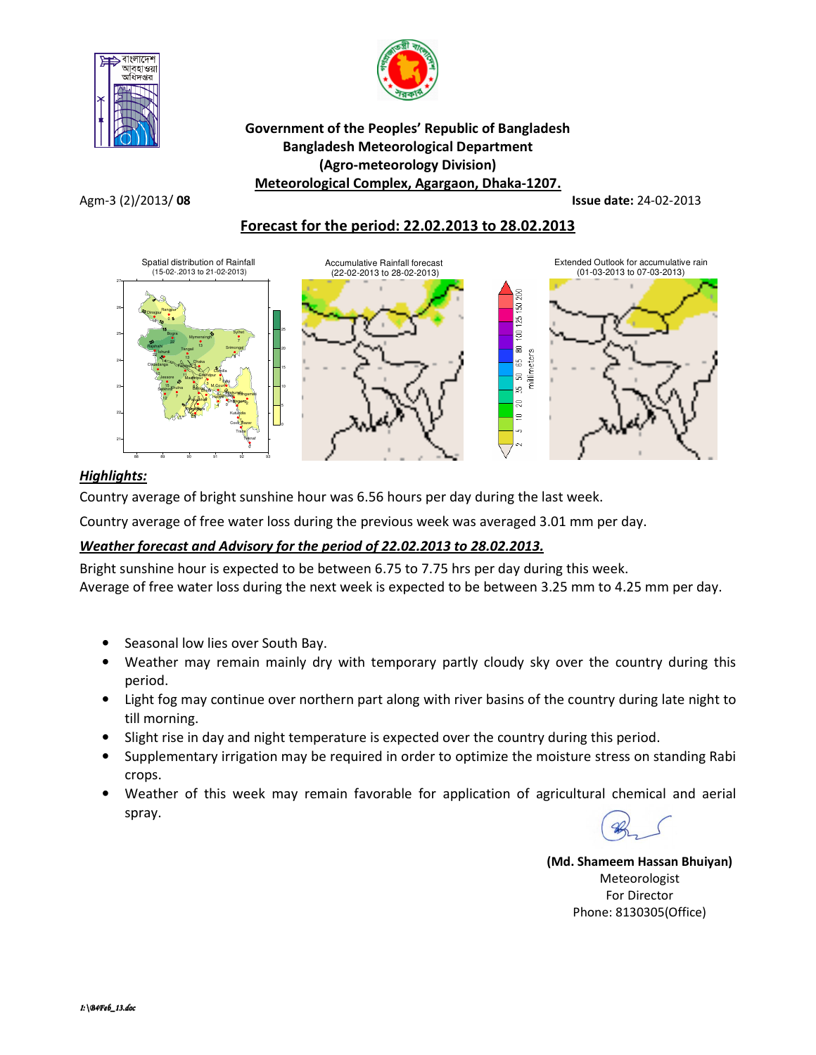**Government of the Peoples' Republic of Bangladesh**
**Bangladesh Meteorological Department**
**(Agro-meteorology Division)**
**Meteorological Complex, Agargaon, Dhaka-1207.**

Agm-3 (2)/2013/ **08** **Issue date:** 24-02-2013

## Forecast for the period: 22.02.2013 to 28.02.2013

Spatial distribution of Rainfall (15-02-.2013 to 21-02-2013)

Accumulative Rainfall forecast (22-02-2013 to 28-02-2013)

Extended Outlook for accumulative rain (01-03-2013 to 07-03-2013)

### *Highlights:*

Country average of bright sunshine hour was 6.56 hours per day during the last week.

Country average of free water loss during the previous week was averaged 3.01 mm per day.

### *Weather forecast and Advisory for the period of 22.02.2013 to 28.02.2013.*

Bright sunshine hour is expected to be between 6.75 to 7.75 hrs per day during this week.
Average of free water loss during the next week is expected to be between 3.25 mm to 4.25 mm per day.

- Seasonal low lies over South Bay.
- Weather may remain mainly dry with temporary partly cloudy sky over the country during this period.
- Light fog may continue over northern part along with river basins of the country during late night to till morning.
- Slight rise in day and night temperature is expected over the country during this period.
- Supplementary irrigation may be required in order to optimize the moisture stress on standing Rabi crops.
- Weather of this week may remain favorable for application of agricultural chemical and aerial spray.

**(Md. Shameem Hassan Bhuiyan)**
Meteorologist
For Director
Phone: 8130305(Office)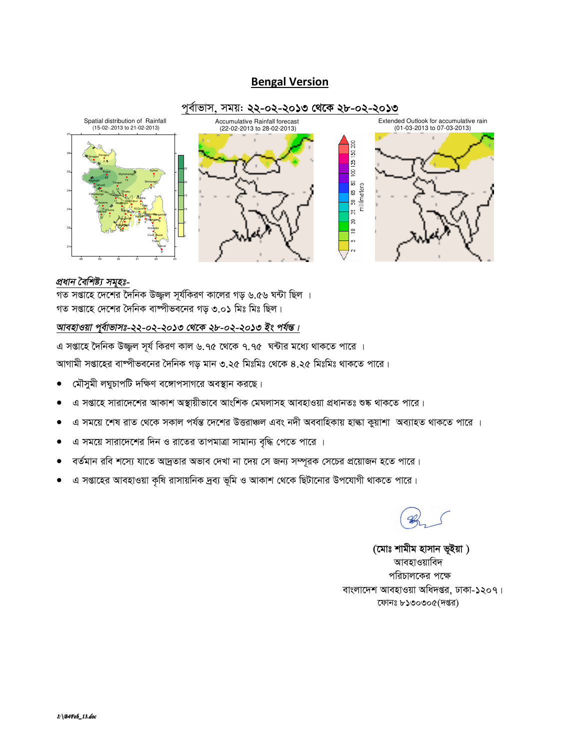## Bengal Version

### পূর্বাভাস, সময়ঃ ২২-০২-২০১৩ থেকে ২৮-০২-২০১৩

Spatial distribution of Rainfall (15-02-.2013 to 21-02-2013)

Accumulative Rainfall forecast (22-02-2013 to 28-02-2013)

Extended Outlook for accumulative rain (01-03-2013 to 07-03-2013)

***প্রধান বৈশিষ্ট্য সমূহঃ-***

গত সপ্তাহে দেশের দৈনিক উজ্জ্বল সূর্যকিরণ কালের গড় ৬.৫৬ ঘন্টা ছিল ।

গত সপ্তাহে দেশের দৈনিক বাষ্পীভবনের গড় ৩.০১ মিঃ মিঃ ছিল।

***আবহাওয়া পূর্বাভাসঃ-২২-০২-২০১৩ থেকে ২৮-০২-২০১৩ ইং পর্যন্ত।***

এ সপ্তাহে দৈনিক উজ্জ্বল সূর্য কিরণ কাল ৬.৭৫ থেকে ৭.৭৫ ঘন্টার মধ্যে থাকতে পারে ।

আগামী সপ্তাহের বাষ্পীভবনের দৈনিক গড় মান ৩.২৫ মিঃমিঃ থেকে ৪.২৫ মিঃমিঃ থাকতে পারে।

- মৌসুমী লঘুচাপটি দক্ষিণ বঙ্গোপসাগরে অবস্থান করছে।
- এ সপ্তাহে সারাদেশের আকাশ অস্থায়ীভাবে আংশিক মেঘলাসহ আবহাওয়া প্রধানতঃ শুষ্ক থাকতে পারে।
- এ সময়ে শেষ রাত থেকে সকাল পর্যন্ত দেশের উত্তরাঞ্চল এবং নদী অববাহিকায় হাল্কা কুয়াশা অব্যাহত থাকতে পারে ।
- এ সময়ে সারাদেশের দিন ও রাতের তাপমাত্রা সামান্য বৃদ্ধি পেতে পারে ।
- বর্তমান রবি শস্যে যাতে আদ্রতার অভাব দেখা না দেয় সে জন্য সম্পূরক সেচের প্রয়োজন হতে পারে।
- এ সপ্তাহের আবহাওয়া কৃষি রাসায়নিক দ্রব্য ভূমি ও আকাশ থেকে ছিটানোর উপযোগী থাকতে পারে।

**(মোঃ শামীম হাসান ভূইয়া )**
আবহাওয়াবিদ
পরিচালকের পক্ষে
বাংলাদেশ আবহাওয়া অধিদপ্তর, ঢাকা-১২০৭।
ফোনঃ ৮১৩০৩০৫(দপ্তর)

*I:\B4Feb_13.doc*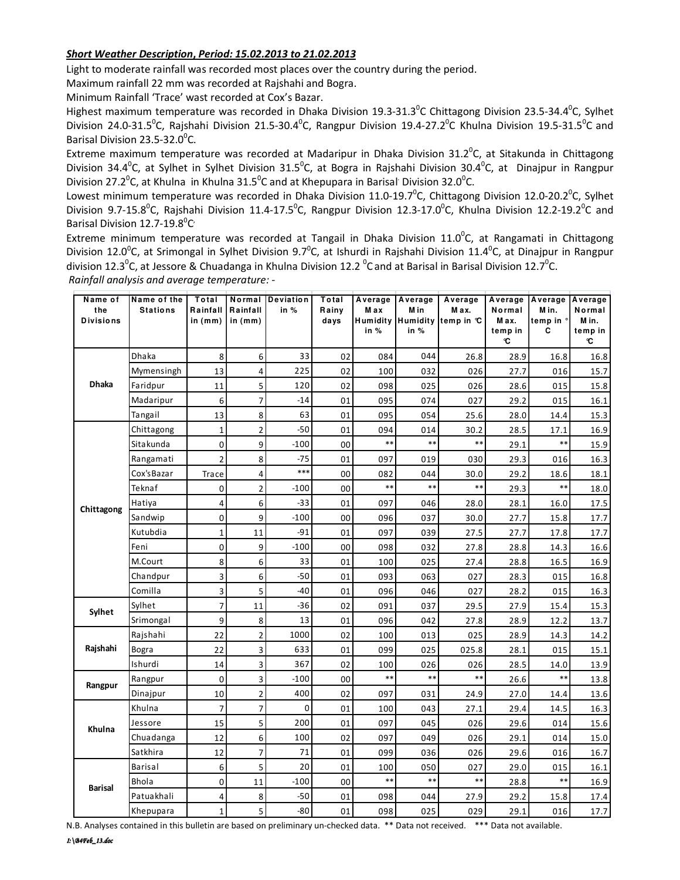***Short Weather Description, Period: 15.02.2013 to 21.02.2013***

Light to moderate rainfall was recorded most places over the country during the period.

Maximum rainfall 22 mm was recorded at Rajshahi and Bogra.

Minimum Rainfall 'Trace' wast recorded at Cox's Bazar.

Highest maximum temperature was recorded in Dhaka Division 19.3-31.3$^0$C Chittagong Division 23.5-34.4$^0$C, Sylhet Division 24.0-31.5$^0$C, Rajshahi Division 21.5-30.4$^0$C, Rangpur Division 19.4-27.2$^0$C Khulna Division 19.5-31.5$^0$C and Barisal Division 23.5-32.0$^0$C.

Extreme maximum temperature was recorded at Madaripur in Dhaka Division 31.2$^0$C, at Sitakunda in Chittagong Division 34.4$^0$C, at Sylhet in Sylhet Division 31.5$^0$C, at Bogra in Rajshahi Division 30.4$^0$C, at Dinajpur in Rangpur Division 27.2$^0$C, at Khulna in Khulna 31.5$^0$C and at Khepupara in Barisal Division 32.0$^0$C.

Lowest minimum temperature was recorded in Dhaka Division 11.0-19.7$^0$C, Chittagong Division 12.0-20.2$^0$C, Sylhet Division 9.7-15.8$^0$C, Rajshahi Division 11.4-17.5$^0$C, Rangpur Division 12.3-17.0$^0$C, Khulna Division 12.2-19.2$^0$C and Barisal Division 12.7-19.8$^0$C.

Extreme minimum temperature was recorded at Tangail in Dhaka Division 11.0$^0$C, at Rangamati in Chittagong Division 12.0$^0$C, at Srimongal in Sylhet Division 9.7$^0$C, at Ishurdi in Rajshahi Division 11.4$^0$C, at Dinajpur in Rangpur division 12.3$^0$C, at Jessore & Chuadanga in Khulna Division 12.2 $^0$C and at Barisal in Barisal Division 12.7$^0$C.

*Rainfall analysis and average temperature: -*

| Name of the Divisions | Name of the Stations | Total Rainfall in (mm) | Normal Rainfall in (mm) | Deviation in % | Total Rainy days | Average Max Humidity in % | Average Min Humidity in % | Average Max. temp in ℃ | Average Normal Max. temp in ℃ | Average Min. temp in ℃ | Average Normal Min. temp in ℃ |
|---|---|---|---|---|---|---|---|---|---|---|---|
| Dhaka | Dhaka | 8 | 6 | 33 | 02 | 084 | 044 | 26.8 | 28.9 | 16.8 | 16.8 |
| | Mymensingh | 13 | 4 | 225 | 02 | 100 | 032 | 026 | 27.7 | 016 | 15.7 |
| | Faridpur | 11 | 5 | 120 | 02 | 098 | 025 | 026 | 28.6 | 015 | 15.8 |
| | Madaripur | 6 | 7 | -14 | 01 | 095 | 074 | 027 | 29.2 | 015 | 16.1 |
| | Tangail | 13 | 8 | 63 | 01 | 095 | 054 | 25.6 | 28.0 | 14.4 | 15.3 |
| Chittagong | Chittagong | 1 | 2 | -50 | 01 | 094 | 014 | 30.2 | 28.5 | 17.1 | 16.9 |
| | Sitakunda | 0 | 9 | -100 | 00 | ** | ** | ** | 29.1 | ** | 15.9 |
| | Rangamati | 2 | 8 | -75 | 01 | 097 | 019 | 030 | 29.3 | 016 | 16.3 |
| | Cox'sBazar | Trace | 4 | *** | 00 | 082 | 044 | 30.0 | 29.2 | 18.6 | 18.1 |
| | Teknaf | 0 | 2 | -100 | 00 | ** | ** | ** | 29.3 | ** | 18.0 |
| | Hatiya | 4 | 6 | -33 | 01 | 097 | 046 | 28.0 | 28.1 | 16.0 | 17.5 |
| | Sandwip | 0 | 9 | -100 | 00 | 096 | 037 | 30.0 | 27.7 | 15.8 | 17.7 |
| | Kutubdia | 1 | 11 | -91 | 01 | 097 | 039 | 27.5 | 27.7 | 17.8 | 17.7 |
| | Feni | 0 | 9 | -100 | 00 | 098 | 032 | 27.8 | 28.8 | 14.3 | 16.6 |
| | M.Court | 8 | 6 | 33 | 01 | 100 | 025 | 27.4 | 28.8 | 16.5 | 16.9 |
| | Chandpur | 3 | 6 | -50 | 01 | 093 | 063 | 027 | 28.3 | 015 | 16.8 |
| | Comilla | 3 | 5 | -40 | 01 | 096 | 046 | 027 | 28.2 | 015 | 16.3 |
| Sylhet | Sylhet | 7 | 11 | -36 | 02 | 091 | 037 | 29.5 | 27.9 | 15.4 | 15.3 |
| | Srimongal | 9 | 8 | 13 | 01 | 096 | 042 | 27.8 | 28.9 | 12.2 | 13.7 |
| Rajshahi | Rajshahi | 22 | 2 | 1000 | 02 | 100 | 013 | 025 | 28.9 | 14.3 | 14.2 |
| | Bogra | 22 | 3 | 633 | 01 | 099 | 025 | 025.8 | 28.1 | 015 | 15.1 |
| | Ishurdi | 14 | 3 | 367 | 02 | 100 | 026 | 026 | 28.5 | 14.0 | 13.9 |
| Rangpur | Rangpur | 0 | 3 | -100 | 00 | ** | ** | ** | 26.6 | ** | 13.8 |
| | Dinajpur | 10 | 2 | 400 | 02 | 097 | 031 | 24.9 | 27.0 | 14.4 | 13.6 |
| Khulna | Khulna | 7 | 7 | 0 | 01 | 100 | 043 | 27.1 | 29.4 | 14.5 | 16.3 |
| | Jessore | 15 | 5 | 200 | 01 | 097 | 045 | 026 | 29.6 | 014 | 15.6 |
| | Chuadanga | 12 | 6 | 100 | 02 | 097 | 049 | 026 | 29.1 | 014 | 15.0 |
| | Satkhira | 12 | 7 | 71 | 01 | 099 | 036 | 026 | 29.6 | 016 | 16.7 |
| Barisal | Barisal | 6 | 5 | 20 | 01 | 100 | 050 | 027 | 29.0 | 015 | 16.1 |
| | Bhola | 0 | 11 | -100 | 00 | ** | ** | ** | 28.8 | ** | 16.9 |
| | Patuakhali | 4 | 8 | -50 | 01 | 098 | 044 | 27.9 | 29.2 | 15.8 | 17.4 |
| | Khepupara | 1 | 5 | -80 | 01 | 098 | 025 | 029 | 29.1 | 016 | 17.7 |

N.B. Analyses contained in this bulletin are based on preliminary un-checked data. ** Data not received. *** Data not available.

*I:\B4Feb_13.doc*